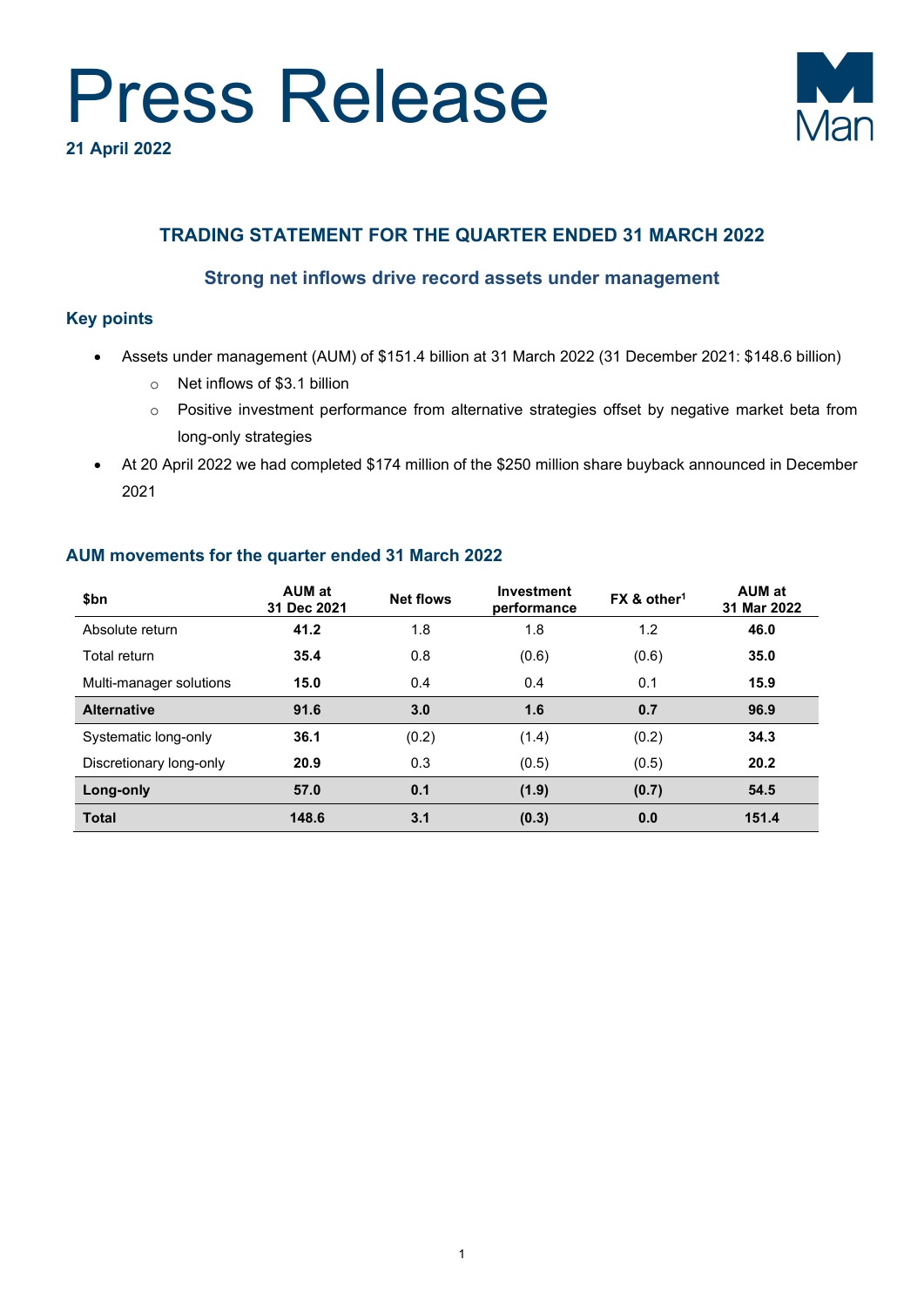# Press Release

**21 April 2022**

## TRADING STATEMENT FOR THE QUARTER ENDED 31 MARCH 2022

### Strong net inflows drive record assets under management

### Key points

- Assets under management (AUM) of $151.4 billion at 31 March 2022 (31 December 2021: $148.6 billion)
  - Net inflows of $3.1 billion
  - Positive investment performance from alternative strategies offset by negative market beta from long-only strategies
- At 20 April 2022 we had completed $174 million of the $250 million share buyback announced in December 2021

### AUM movements for the quarter ended 31 March 2022

| $bn | AUM at 31 Dec 2021 | Net flows | Investment performance | FX & other[1] | AUM at 31 Mar 2022 |
|---|---|---|---|---|---|
| Absolute return | **41.2** | 1.8 | 1.8 | 1.2 | **46.0** |
| Total return | **35.4** | 0.8 | (0.6) | (0.6) | **35.0** |
| Multi-manager solutions | **15.0** | 0.4 | 0.4 | 0.1 | **15.9** |
| **Alternative** | **91.6** | **3.0** | **1.6** | **0.7** | **96.9** |
| Systematic long-only | **36.1** | (0.2) | (1.4) | (0.2) | **34.3** |
| Discretionary long-only | **20.9** | 0.3 | (0.5) | (0.5) | **20.2** |
| **Long-only** | **57.0** | **0.1** | **(1.9)** | **(0.7)** | **54.5** |
| **Total** | **148.6** | **3.1** | **(0.3)** | **0.0** | **151.4** |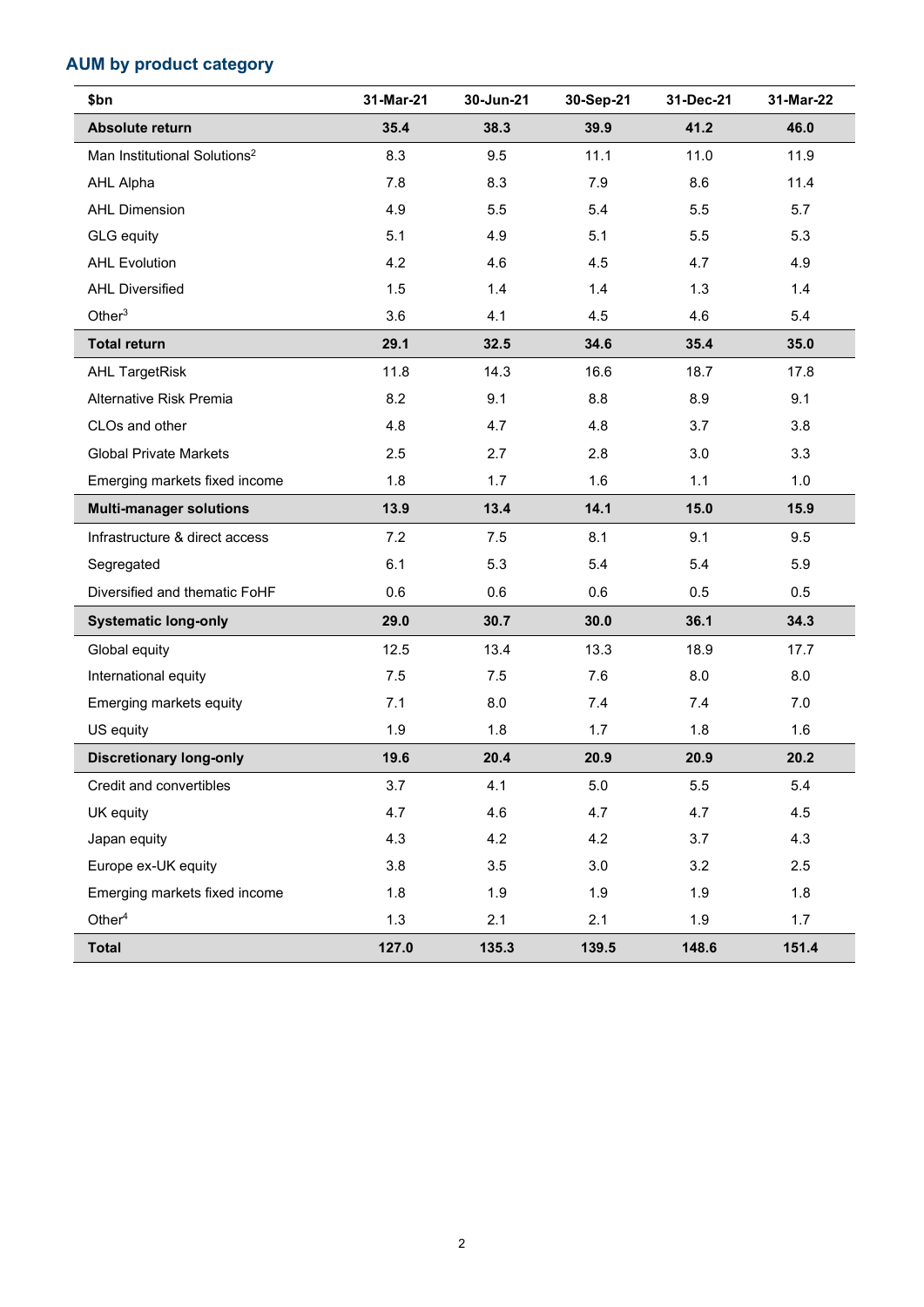## AUM by product category

| $bn | 31-Mar-21 | 30-Jun-21 | 30-Sep-21 | 31-Dec-21 | 31-Mar-22 |
|---|---|---|---|---|---|
| **Absolute return** | **35.4** | **38.3** | **39.9** | **41.2** | **46.0** |
| Man Institutional Solutions[2] | 8.3 | 9.5 | 11.1 | 11.0 | 11.9 |
| AHL Alpha | 7.8 | 8.3 | 7.9 | 8.6 | 11.4 |
| AHL Dimension | 4.9 | 5.5 | 5.4 | 5.5 | 5.7 |
| GLG equity | 5.1 | 4.9 | 5.1 | 5.5 | 5.3 |
| AHL Evolution | 4.2 | 4.6 | 4.5 | 4.7 | 4.9 |
| AHL Diversified | 1.5 | 1.4 | 1.4 | 1.3 | 1.4 |
| Other[3] | 3.6 | 4.1 | 4.5 | 4.6 | 5.4 |
| **Total return** | **29.1** | **32.5** | **34.6** | **35.4** | **35.0** |
| AHL TargetRisk | 11.8 | 14.3 | 16.6 | 18.7 | 17.8 |
| Alternative Risk Premia | 8.2 | 9.1 | 8.8 | 8.9 | 9.1 |
| CLOs and other | 4.8 | 4.7 | 4.8 | 3.7 | 3.8 |
| Global Private Markets | 2.5 | 2.7 | 2.8 | 3.0 | 3.3 |
| Emerging markets fixed income | 1.8 | 1.7 | 1.6 | 1.1 | 1.0 |
| **Multi-manager solutions** | **13.9** | **13.4** | **14.1** | **15.0** | **15.9** |
| Infrastructure & direct access | 7.2 | 7.5 | 8.1 | 9.1 | 9.5 |
| Segregated | 6.1 | 5.3 | 5.4 | 5.4 | 5.9 |
| Diversified and thematic FoHF | 0.6 | 0.6 | 0.6 | 0.5 | 0.5 |
| **Systematic long-only** | **29.0** | **30.7** | **30.0** | **36.1** | **34.3** |
| Global equity | 12.5 | 13.4 | 13.3 | 18.9 | 17.7 |
| International equity | 7.5 | 7.5 | 7.6 | 8.0 | 8.0 |
| Emerging markets equity | 7.1 | 8.0 | 7.4 | 7.4 | 7.0 |
| US equity | 1.9 | 1.8 | 1.7 | 1.8 | 1.6 |
| **Discretionary long-only** | **19.6** | **20.4** | **20.9** | **20.9** | **20.2** |
| Credit and convertibles | 3.7 | 4.1 | 5.0 | 5.5 | 5.4 |
| UK equity | 4.7 | 4.6 | 4.7 | 4.7 | 4.5 |
| Japan equity | 4.3 | 4.2 | 4.2 | 3.7 | 4.3 |
| Europe ex-UK equity | 3.8 | 3.5 | 3.0 | 3.2 | 2.5 |
| Emerging markets fixed income | 1.8 | 1.9 | 1.9 | 1.9 | 1.8 |
| Other[4] | 1.3 | 2.1 | 2.1 | 1.9 | 1.7 |
| **Total** | **127.0** | **135.3** | **139.5** | **148.6** | **151.4** |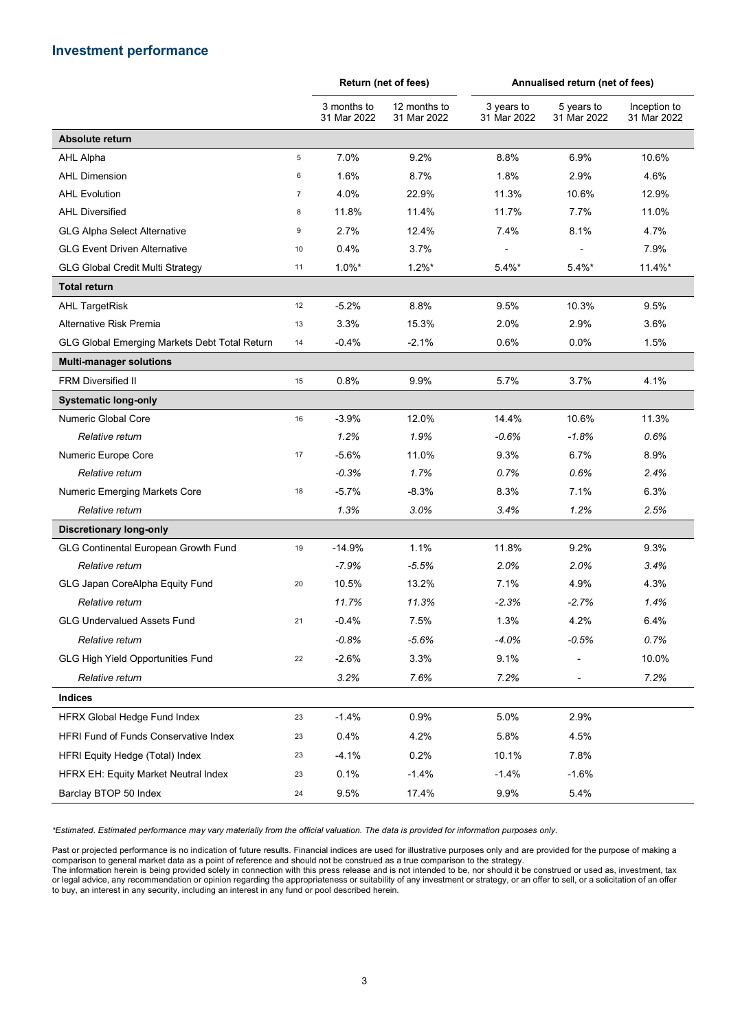## Investment performance

| | | Return (net of fees) | | Annualised return (net of fees) | | |
|---|---|---|---|---|---|---|
| | | 3 months to 31 Mar 2022 | 12 months to 31 Mar 2022 | 3 years to 31 Mar 2022 | 5 years to 31 Mar 2022 | Inception to 31 Mar 2022 |
| **Absolute return** | | | | | | |
| AHL Alpha | 5 | 7.0% | 9.2% | 8.8% | 6.9% | 10.6% |
| AHL Dimension | 6 | 1.6% | 8.7% | 1.8% | 2.9% | 4.6% |
| AHL Evolution | 7 | 4.0% | 22.9% | 11.3% | 10.6% | 12.9% |
| AHL Diversified | 8 | 11.8% | 11.4% | 11.7% | 7.7% | 11.0% |
| GLG Alpha Select Alternative | 9 | 2.7% | 12.4% | 7.4% | 8.1% | 4.7% |
| GLG Event Driven Alternative | 10 | 0.4% | 3.7% | - | - | 7.9% |
| GLG Global Credit Multi Strategy | 11 | 1.0%* | 1.2%* | 5.4%* | 5.4%* | 11.4%* |
| **Total return** | | | | | | |
| AHL TargetRisk | 12 | -5.2% | 8.8% | 9.5% | 10.3% | 9.5% |
| Alternative Risk Premia | 13 | 3.3% | 15.3% | 2.0% | 2.9% | 3.6% |
| GLG Global Emerging Markets Debt Total Return | 14 | -0.4% | -2.1% | 0.6% | 0.0% | 1.5% |
| **Multi-manager solutions** | | | | | | |
| FRM Diversified II | 15 | 0.8% | 9.9% | 5.7% | 3.7% | 4.1% |
| **Systematic long-only** | | | | | | |
| Numeric Global Core | 16 | -3.9% | 12.0% | 14.4% | 10.6% | 11.3% |
| *Relative return* | | *1.2%* | *1.9%* | *-0.6%* | *-1.8%* | *0.6%* |
| Numeric Europe Core | 17 | -5.6% | 11.0% | 9.3% | 6.7% | 8.9% |
| *Relative return* | | *-0.3%* | *1.7%* | *0.7%* | *0.6%* | *2.4%* |
| Numeric Emerging Markets Core | 18 | -5.7% | -8.3% | 8.3% | 7.1% | 6.3% |
| *Relative return* | | *1.3%* | *3.0%* | *3.4%* | *1.2%* | *2.5%* |
| **Discretionary long-only** | | | | | | |
| GLG Continental European Growth Fund | 19 | -14.9% | 1.1% | 11.8% | 9.2% | 9.3% |
| *Relative return* | | *-7.9%* | *-5.5%* | *2.0%* | *2.0%* | *3.4%* |
| GLG Japan CoreAlpha Equity Fund | 20 | 10.5% | 13.2% | 7.1% | 4.9% | 4.3% |
| *Relative return* | | *11.7%* | *11.3%* | *-2.3%* | *-2.7%* | *1.4%* |
| GLG Undervalued Assets Fund | 21 | -0.4% | 7.5% | 1.3% | 4.2% | 6.4% |
| *Relative return* | | *-0.8%* | *-5.6%* | *-4.0%* | *-0.5%* | *0.7%* |
| GLG High Yield Opportunities Fund | 22 | -2.6% | 3.3% | 9.1% | - | 10.0% |
| *Relative return* | | *3.2%* | *7.6%* | *7.2%* | - | *7.2%* |
| **Indices** | | | | | | |
| HFRX Global Hedge Fund Index | 23 | -1.4% | 0.9% | 5.0% | 2.9% | |
| HFRI Fund of Funds Conservative Index | 23 | 0.4% | 4.2% | 5.8% | 4.5% | |
| HFRI Equity Hedge (Total) Index | 23 | -4.1% | 0.2% | 10.1% | 7.8% | |
| HFRX EH: Equity Market Neutral Index | 23 | 0.1% | -1.4% | -1.4% | -1.6% | |
| Barclay BTOP 50 Index | 24 | 9.5% | 17.4% | 9.9% | 5.4% | |

*\*Estimated. Estimated performance may vary materially from the official valuation. The data is provided for information purposes only.*

Past or projected performance is no indication of future results. Financial indices are used for illustrative purposes only and are provided for the purpose of making a comparison to general market data as a point of reference and should not be construed as a true comparison to the strategy.
The information herein is being provided solely in connection with this press release and is not intended to be, nor should it be construed or used as, investment, tax or legal advice, any recommendation or opinion regarding the appropriateness or suitability of any investment or strategy, or an offer to sell, or a solicitation of an offer to buy, an interest in any security, including an interest in any fund or pool described herein.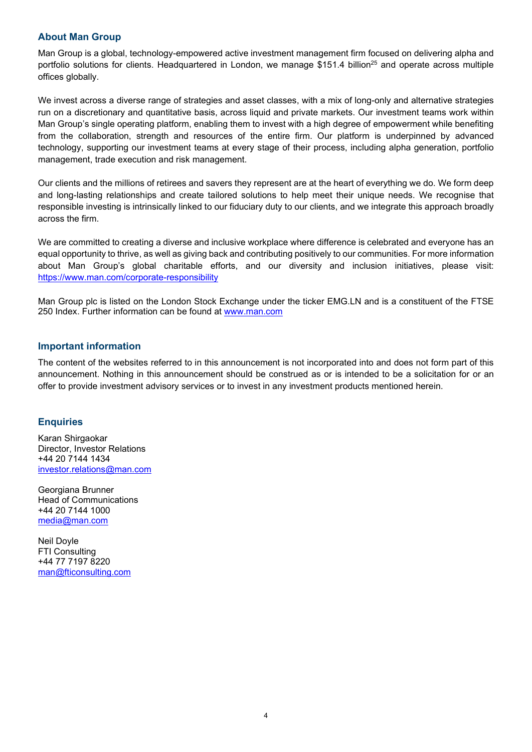## About Man Group

Man Group is a global, technology-empowered active investment management firm focused on delivering alpha and portfolio solutions for clients. Headquartered in London, we manage $151.4 billion[25] and operate across multiple offices globally.

We invest across a diverse range of strategies and asset classes, with a mix of long-only and alternative strategies run on a discretionary and quantitative basis, across liquid and private markets. Our investment teams work within Man Group's single operating platform, enabling them to invest with a high degree of empowerment while benefiting from the collaboration, strength and resources of the entire firm. Our platform is underpinned by advanced technology, supporting our investment teams at every stage of their process, including alpha generation, portfolio management, trade execution and risk management.

Our clients and the millions of retirees and savers they represent are at the heart of everything we do. We form deep and long-lasting relationships and create tailored solutions to help meet their unique needs. We recognise that responsible investing is intrinsically linked to our fiduciary duty to our clients, and we integrate this approach broadly across the firm.

We are committed to creating a diverse and inclusive workplace where difference is celebrated and everyone has an equal opportunity to thrive, as well as giving back and contributing positively to our communities. For more information about Man Group's global charitable efforts, and our diversity and inclusion initiatives, please visit: https://www.man.com/corporate-responsibility

Man Group plc is listed on the London Stock Exchange under the ticker EMG.LN and is a constituent of the FTSE 250 Index. Further information can be found at www.man.com

## Important information

The content of the websites referred to in this announcement is not incorporated into and does not form part of this announcement. Nothing in this announcement should be construed as or is intended to be a solicitation for or an offer to provide investment advisory services or to invest in any investment products mentioned herein.

## Enquiries

Karan Shirgaokar
Director, Investor Relations
+44 20 7144 1434
investor.relations@man.com

Georgiana Brunner
Head of Communications
+44 20 7144 1000
media@man.com

Neil Doyle
FTI Consulting
+44 77 7197 8220
man@fticonsulting.com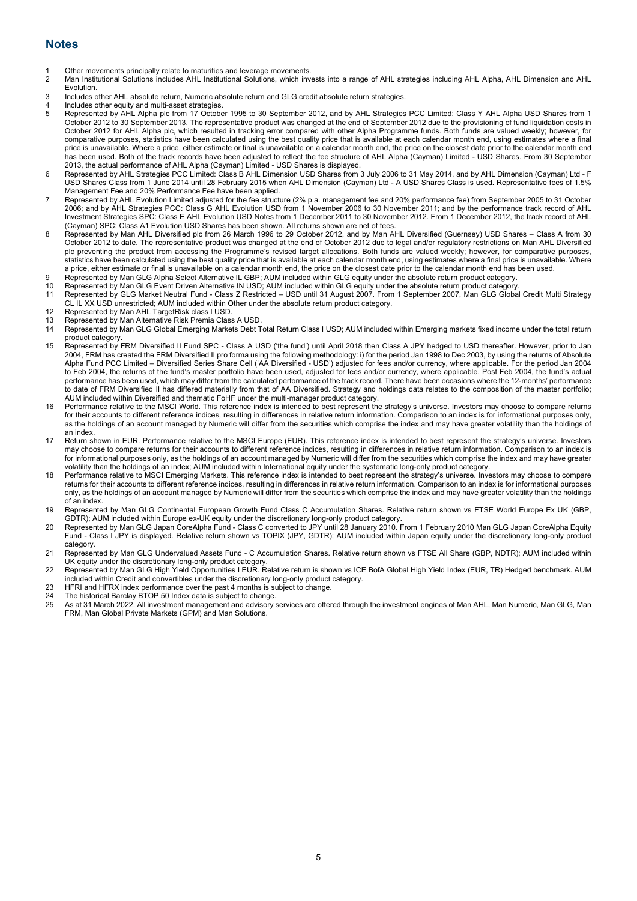## Notes

1. Other movements principally relate to maturities and leverage movements.
2. Man Institutional Solutions includes AHL Institutional Solutions, which invests into a range of AHL strategies including AHL Alpha, AHL Dimension and AHL Evolution.
3. Includes other AHL absolute return, Numeric absolute return and GLG credit absolute return strategies.
4. Includes other equity and multi-asset strategies.
5. Represented by AHL Alpha plc from 17 October 1995 to 30 September 2012, and by AHL Strategies PCC Limited: Class Y AHL Alpha USD Shares from 1 October 2012 to 30 September 2013. The representative product was changed at the end of September 2012 due to the provisioning of fund liquidation costs in October 2012 for AHL Alpha plc, which resulted in tracking error compared with other Alpha Programme funds. Both funds are valued weekly; however, for comparative purposes, statistics have been calculated using the best quality price that is available at each calendar month end, using estimates where a final price is unavailable. Where a price, either estimate or final is unavailable on a calendar month end, the price on the closest date prior to the calendar month end has been used. Both of the track records have been adjusted to reflect the fee structure of AHL Alpha (Cayman) Limited - USD Shares. From 30 September 2013, the actual performance of AHL Alpha (Cayman) Limited - USD Shares is displayed.
6. Represented by AHL Strategies PCC Limited: Class B AHL Dimension USD Shares from 3 July 2006 to 31 May 2014, and by AHL Dimension (Cayman) Ltd - F USD Shares Class from 1 June 2014 until 28 February 2015 when AHL Dimension (Cayman) Ltd - A USD Shares Class is used. Representative fees of 1.5% Management Fee and 20% Performance Fee have been applied.
7. Represented by AHL Evolution Limited adjusted for the fee structure (2% p.a. management fee and 20% performance fee) from September 2005 to 31 October 2006; and by AHL Strategies PCC: Class G AHL Evolution USD from 1 November 2006 to 30 November 2011; and by the performance track record of AHL Investment Strategies SPC: Class E AHL Evolution USD Notes from 1 December 2011 to 30 November 2012. From 1 December 2012, the track record of AHL (Cayman) SPC: Class A1 Evolution USD Shares has been shown. All returns shown are net of fees.
8. Represented by Man AHL Diversified plc from 26 March 1996 to 29 October 2012, and by Man AHL Diversified (Guernsey) USD Shares – Class A from 30 October 2012 to date. The representative product was changed at the end of October 2012 due to legal and/or regulatory restrictions on Man AHL Diversified plc preventing the product from accessing the Programme's revised target allocations. Both funds are valued weekly; however, for comparative purposes, statistics have been calculated using the best quality price that is available at each calendar month end, using estimates where a final price is unavailable. Where a price, either estimate or final is unavailable on a calendar month end, the price on the closest date prior to the calendar month end has been used.
9. Represented by Man GLG Alpha Select Alternative IL GBP; AUM included within GLG equity under the absolute return product category.
10. Represented by Man GLG Event Driven Alternative IN USD; AUM included within GLG equity under the absolute return product category.
11. Represented by GLG Market Neutral Fund - Class Z Restricted – USD until 31 August 2007. From 1 September 2007, Man GLG Global Credit Multi Strategy CL IL XX USD unrestricted; AUM included within Other under the absolute return product category.
12. Represented by Man AHL TargetRisk class I USD.
13. Represented by Man Alternative Risk Premia Class A USD.
14. Represented by Man GLG Global Emerging Markets Debt Total Return Class I USD; AUM included within Emerging markets fixed income under the total return product category.
15. Represented by FRM Diversified II Fund SPC - Class A USD ('the fund') until April 2018 then Class A JPY hedged to USD thereafter. However, prior to Jan 2004, FRM has created the FRM Diversified II pro forma using the following methodology: i) for the period Jan 1998 to Dec 2003, by using the returns of Absolute Alpha Fund PCC Limited – Diversified Series Share Cell ('AA Diversified - USD') adjusted for fees and/or currency, where applicable. For the period Jan 2004 to Feb 2004, the returns of the fund's master portfolio have been used, adjusted for fees and/or currency, where applicable. Post Feb 2004, the fund's actual performance has been used, which may differ from the calculated performance of the track record. There have been occasions where the 12-months' performance to date of FRM Diversified II has differed materially from that of AA Diversified. Strategy and holdings data relates to the composition of the master portfolio; AUM included within Diversified and thematic FoHF under the multi-manager product category.
16. Performance relative to the MSCI World. This reference index is intended to best represent the strategy's universe. Investors may choose to compare returns for their accounts to different reference indices, resulting in differences in relative return information. Comparison to an index is for informational purposes only, as the holdings of an account managed by Numeric will differ from the securities which comprise the index and may have greater volatility than the holdings of an index.
17. Return shown in EUR. Performance relative to the MSCI Europe (EUR). This reference index is intended to best represent the strategy's universe. Investors may choose to compare returns for their accounts to different reference indices, resulting in differences in relative return information. Comparison to an index is for informational purposes only, as the holdings of an account managed by Numeric will differ from the securities which comprise the index and may have greater volatility than the holdings of an index; AUM included within International equity under the systematic long-only product category.
18. Performance relative to MSCI Emerging Markets. This reference index is intended to best represent the strategy's universe. Investors may choose to compare returns for their accounts to different reference indices, resulting in differences in relative return information. Comparison to an index is for informational purposes only, as the holdings of an account managed by Numeric will differ from the securities which comprise the index and may have greater volatility than the holdings of an index.
19. Represented by Man GLG Continental European Growth Fund Class C Accumulation Shares. Relative return shown vs FTSE World Europe Ex UK (GBP, GDTR); AUM included within Europe ex-UK equity under the discretionary long-only product category.
20. Represented by Man GLG Japan CoreAlpha Fund - Class C converted to JPY until 28 January 2010. From 1 February 2010 Man GLG Japan CoreAlpha Equity Fund - Class I JPY is displayed. Relative return shown vs TOPIX (JPY, GDTR); AUM included within Japan equity under the discretionary long-only product category.
21. Represented by Man GLG Undervalued Assets Fund - C Accumulation Shares. Relative return shown vs FTSE All Share (GBP, NDTR); AUM included within UK equity under the discretionary long-only product category.
22. Represented by Man GLG High Yield Opportunities I EUR. Relative return is shown vs ICE BofA Global High Yield Index (EUR, TR) Hedged benchmark. AUM included within Credit and convertibles under the discretionary long-only product category.
23. HFRI and HFRX index performance over the past 4 months is subject to change.
24. The historical Barclay BTOP 50 Index data is subject to change.
25. As at 31 March 2022. All investment management and advisory services are offered through the investment engines of Man AHL, Man Numeric, Man GLG, Man FRM, Man Global Private Markets (GPM) and Man Solutions.